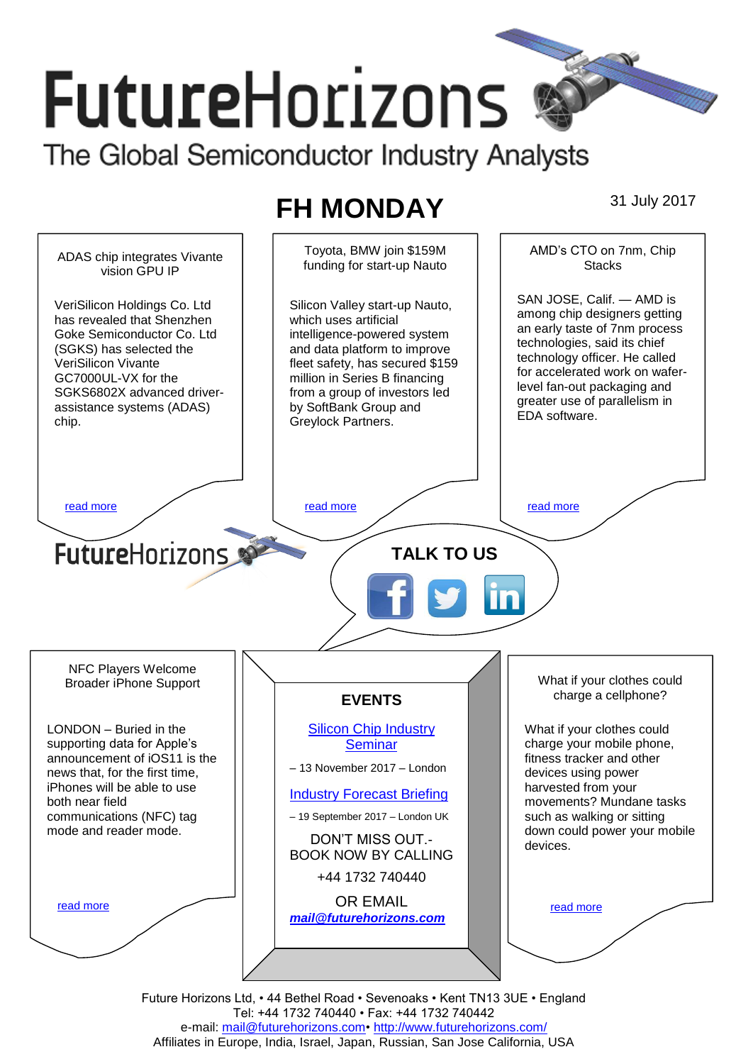# FutureHorizons

The Global Semiconductor Industry Analysts

## FH MONDAY

31 July 2017

### ADAS chip integrates Vivante vision GPU IP

VeriSilicon Holdings Co. Ltd has revealed that Shenzhen Goke Semiconductor Co. Ltd (SGKS) has selected the VeriSilicon Vivante GC7000UL-VX for the SGKS6802X advanced driver-assistance systems (ADAS) chip.

read more

### Toyota, BMW join $159M funding for start-up Nauto

Silicon Valley start-up Nauto, which uses artificial intelligence-powered system and data platform to improve fleet safety, has secured $159 million in Series B financing from a group of investors led by SoftBank Group and Greylock Partners.

read more

### AMD's CTO on 7nm, Chip Stacks

SAN JOSE, Calif. — AMD is among chip designers getting an early taste of 7nm process technologies, said its chief technology officer. He called for accelerated work on wafer-level fan-out packaging and greater use of parallelism in EDA software.

read more

FutureHorizons

**TALK TO US**

### NFC Players Welcome Broader iPhone Support

LONDON – Buried in the supporting data for Apple's announcement of iOS11 is the news that, for the first time, iPhones will be able to use both near field communications (NFC) tag mode and reader mode.

read more

### EVENTS

Silicon Chip Industry Seminar

– 13 November 2017 – London

Industry Forecast Briefing

– 19 September 2017 – London UK

DON'T MISS OUT.- BOOK NOW BY CALLING

+44 1732 740440

OR EMAIL

***mail@futurehorizons.com***

### What if your clothes could charge a cellphone?

What if your clothes could charge your mobile phone, fitness tracker and other devices using power harvested from your movements? Mundane tasks such as walking or sitting down could power your mobile devices.

read more

Future Horizons Ltd, • 44 Bethel Road • Sevenoaks • Kent TN13 3UE • England
Tel: +44 1732 740440 • Fax: +44 1732 740442
e-mail: mail@futurehorizons.com• http://www.futurehorizons.com/
Affiliates in Europe, India, Israel, Japan, Russian, San Jose California, USA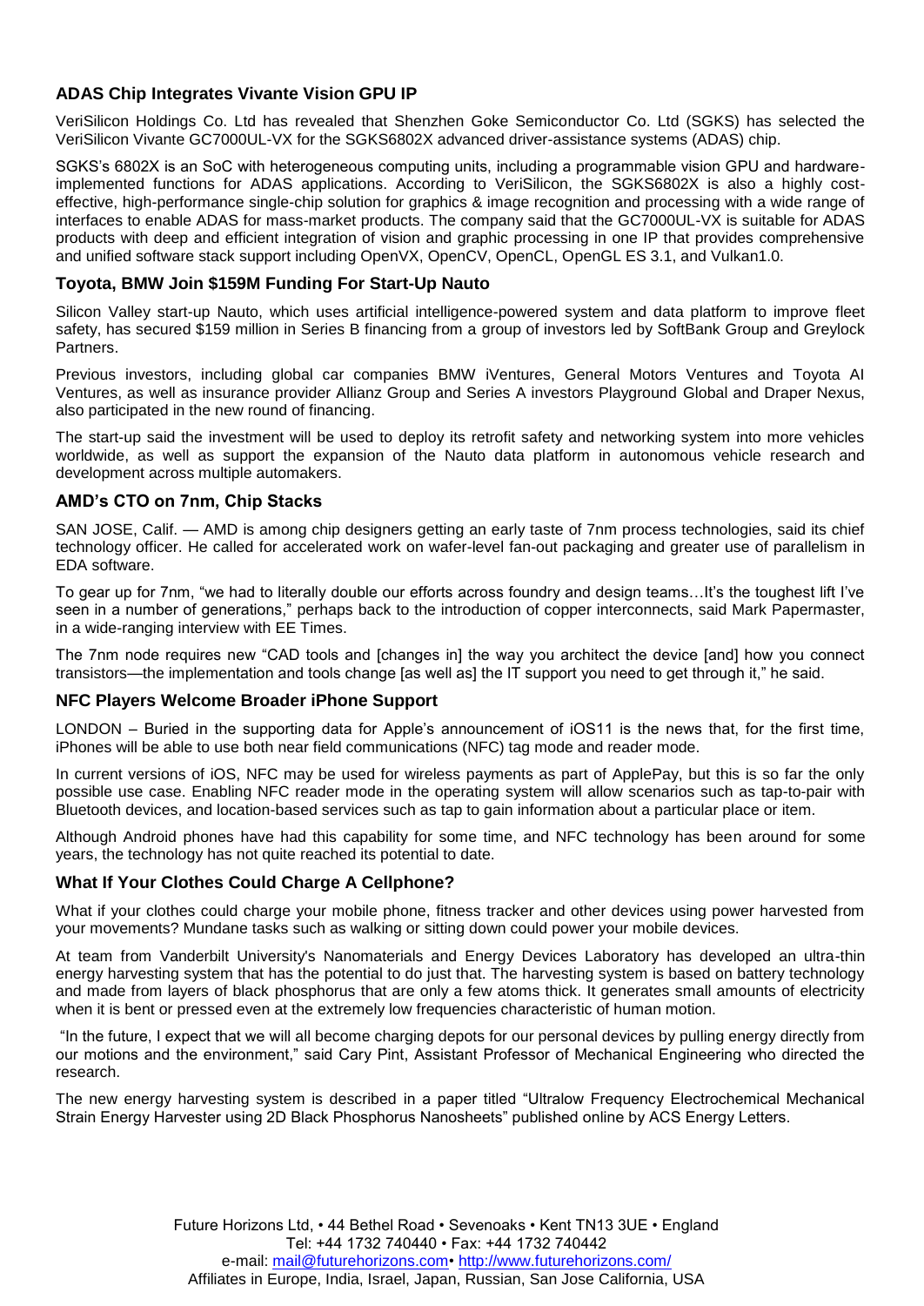### ADAS Chip Integrates Vivante Vision GPU IP

VeriSilicon Holdings Co. Ltd has revealed that Shenzhen Goke Semiconductor Co. Ltd (SGKS) has selected the VeriSilicon Vivante GC7000UL-VX for the SGKS6802X advanced driver-assistance systems (ADAS) chip.

SGKS's 6802X is an SoC with heterogeneous computing units, including a programmable vision GPU and hardware-implemented functions for ADAS applications. According to VeriSilicon, the SGKS6802X is also a highly cost-effective, high-performance single-chip solution for graphics & image recognition and processing with a wide range of interfaces to enable ADAS for mass-market products. The company said that the GC7000UL-VX is suitable for ADAS products with deep and efficient integration of vision and graphic processing in one IP that provides comprehensive and unified software stack support including OpenVX, OpenCV, OpenCL, OpenGL ES 3.1, and Vulkan1.0.

### Toyota, BMW Join $159M Funding For Start-Up Nauto

Silicon Valley start-up Nauto, which uses artificial intelligence-powered system and data platform to improve fleet safety, has secured $159 million in Series B financing from a group of investors led by SoftBank Group and Greylock Partners.

Previous investors, including global car companies BMW iVentures, General Motors Ventures and Toyota AI Ventures, as well as insurance provider Allianz Group and Series A investors Playground Global and Draper Nexus, also participated in the new round of financing.

The start-up said the investment will be used to deploy its retrofit safety and networking system into more vehicles worldwide, as well as support the expansion of the Nauto data platform in autonomous vehicle research and development across multiple automakers.

### AMD's CTO on 7nm, Chip Stacks

SAN JOSE, Calif. — AMD is among chip designers getting an early taste of 7nm process technologies, said its chief technology officer. He called for accelerated work on wafer-level fan-out packaging and greater use of parallelism in EDA software.

To gear up for 7nm, "we had to literally double our efforts across foundry and design teams…It's the toughest lift I've seen in a number of generations," perhaps back to the introduction of copper interconnects, said Mark Papermaster, in a wide-ranging interview with EE Times.

The 7nm node requires new "CAD tools and [changes in] the way you architect the device [and] how you connect transistors—the implementation and tools change [as well as] the IT support you need to get through it," he said.

### NFC Players Welcome Broader iPhone Support

LONDON – Buried in the supporting data for Apple's announcement of iOS11 is the news that, for the first time, iPhones will be able to use both near field communications (NFC) tag mode and reader mode.

In current versions of iOS, NFC may be used for wireless payments as part of ApplePay, but this is so far the only possible use case. Enabling NFC reader mode in the operating system will allow scenarios such as tap-to-pair with Bluetooth devices, and location-based services such as tap to gain information about a particular place or item.

Although Android phones have had this capability for some time, and NFC technology has been around for some years, the technology has not quite reached its potential to date.

### What If Your Clothes Could Charge A Cellphone?

What if your clothes could charge your mobile phone, fitness tracker and other devices using power harvested from your movements? Mundane tasks such as walking or sitting down could power your mobile devices.

At team from Vanderbilt University's Nanomaterials and Energy Devices Laboratory has developed an ultra-thin energy harvesting system that has the potential to do just that. The harvesting system is based on battery technology and made from layers of black phosphorus that are only a few atoms thick. It generates small amounts of electricity when it is bent or pressed even at the extremely low frequencies characteristic of human motion.

"In the future, I expect that we will all become charging depots for our personal devices by pulling energy directly from our motions and the environment," said Cary Pint, Assistant Professor of Mechanical Engineering who directed the research.

The new energy harvesting system is described in a paper titled "Ultralow Frequency Electrochemical Mechanical Strain Energy Harvester using 2D Black Phosphorus Nanosheets" published online by ACS Energy Letters.

Future Horizons Ltd, • 44 Bethel Road • Sevenoaks • Kent TN13 3UE • England
Tel: +44 1732 740440 • Fax: +44 1732 740442
e-mail: mail@futurehorizons.com• http://www.futurehorizons.com/
Affiliates in Europe, India, Israel, Japan, Russian, San Jose California, USA